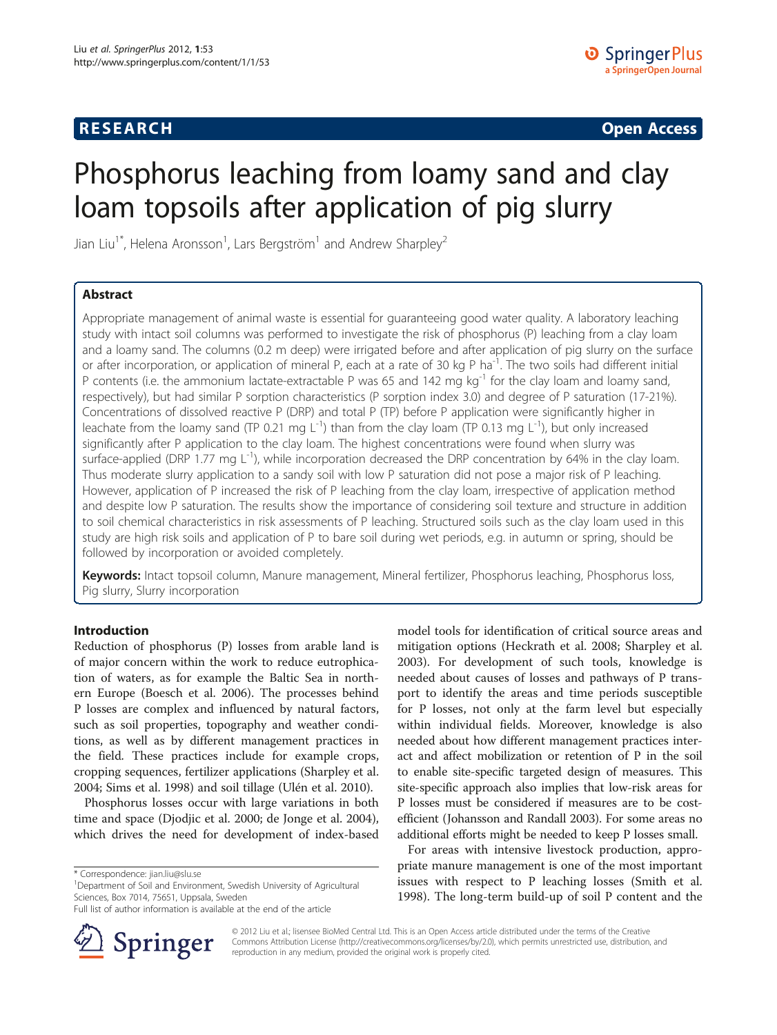**RESEARCH** **Open Access**

# Phosphorus leaching from loamy sand and clay loam topsoils after application of pig slurry

Jian Liu[1*], Helena Aronsson[1], Lars Bergström[1] and Andrew Sharpley[2]

## Abstract

Appropriate management of animal waste is essential for guaranteeing good water quality. A laboratory leaching study with intact soil columns was performed to investigate the risk of phosphorus (P) leaching from a clay loam and a loamy sand. The columns (0.2 m deep) were irrigated before and after application of pig slurry on the surface or after incorporation, or application of mineral P, each at a rate of 30 kg P $ha^{-1}$. The two soils had different initial P contents (i.e. the ammonium lactate-extractable P was 65 and 142 mg $kg^{-1}$ for the clay loam and loamy sand, respectively), but had similar P sorption characteristics (P sorption index 3.0) and degree of P saturation (17-21%). Concentrations of dissolved reactive P (DRP) and total P (TP) before P application were significantly higher in leachate from the loamy sand (TP 0.21 mg $L^{-1}$) than from the clay loam (TP 0.13 mg $L^{-1}$), but only increased significantly after P application to the clay loam. The highest concentrations were found when slurry was surface-applied (DRP 1.77 mg $L^{-1}$), while incorporation decreased the DRP concentration by 64% in the clay loam. Thus moderate slurry application to a sandy soil with low P saturation did not pose a major risk of P leaching. However, application of P increased the risk of P leaching from the clay loam, irrespective of application method and despite low P saturation. The results show the importance of considering soil texture and structure in addition to soil chemical characteristics in risk assessments of P leaching. Structured soils such as the clay loam used in this study are high risk soils and application of P to bare soil during wet periods, e.g. in autumn or spring, should be followed by incorporation or avoided completely.

**Keywords:** Intact topsoil column, Manure management, Mineral fertilizer, Phosphorus leaching, Phosphorus loss, Pig slurry, Slurry incorporation

## Introduction

Reduction of phosphorus (P) losses from arable land is of major concern within the work to reduce eutrophication of waters, as for example the Baltic Sea in northern Europe (Boesch et al. 2006). The processes behind P losses are complex and influenced by natural factors, such as soil properties, topography and weather conditions, as well as by different management practices in the field. These practices include for example crops, cropping sequences, fertilizer applications (Sharpley et al. 2004; Sims et al. 1998) and soil tillage (Ulén et al. 2010).

Phosphorus losses occur with large variations in both time and space (Djodjic et al. 2000; de Jonge et al. 2004), which drives the need for development of index-based model tools for identification of critical source areas and mitigation options (Heckrath et al. 2008; Sharpley et al. 2003). For development of such tools, knowledge is needed about causes of losses and pathways of P transport to identify the areas and time periods susceptible for P losses, not only at the farm level but especially within individual fields. Moreover, knowledge is also needed about how different management practices interact and affect mobilization or retention of P in the soil to enable site-specific targeted design of measures. This site-specific approach also implies that low-risk areas for P losses must be considered if measures are to be cost-efficient (Johansson and Randall 2003). For some areas no additional efforts might be needed to keep P losses small.

For areas with intensive livestock production, appropriate manure management is one of the most important issues with respect to P leaching losses (Smith et al. 1998). The long-term build-up of soil P content and the

\* Correspondence: jian.liu@slu.se
[1]Department of Soil and Environment, Swedish University of Agricultural Sciences, Box 7014, 75651, Uppsala, Sweden
Full list of author information is available at the end of the article

© 2012 Liu et al.; licensee BioMed Central Ltd. This is an Open Access article distributed under the terms of the Creative Commons Attribution License (http://creativecommons.org/licenses/by/2.0), which permits unrestricted use, distribution, and reproduction in any medium, provided the original work is properly cited.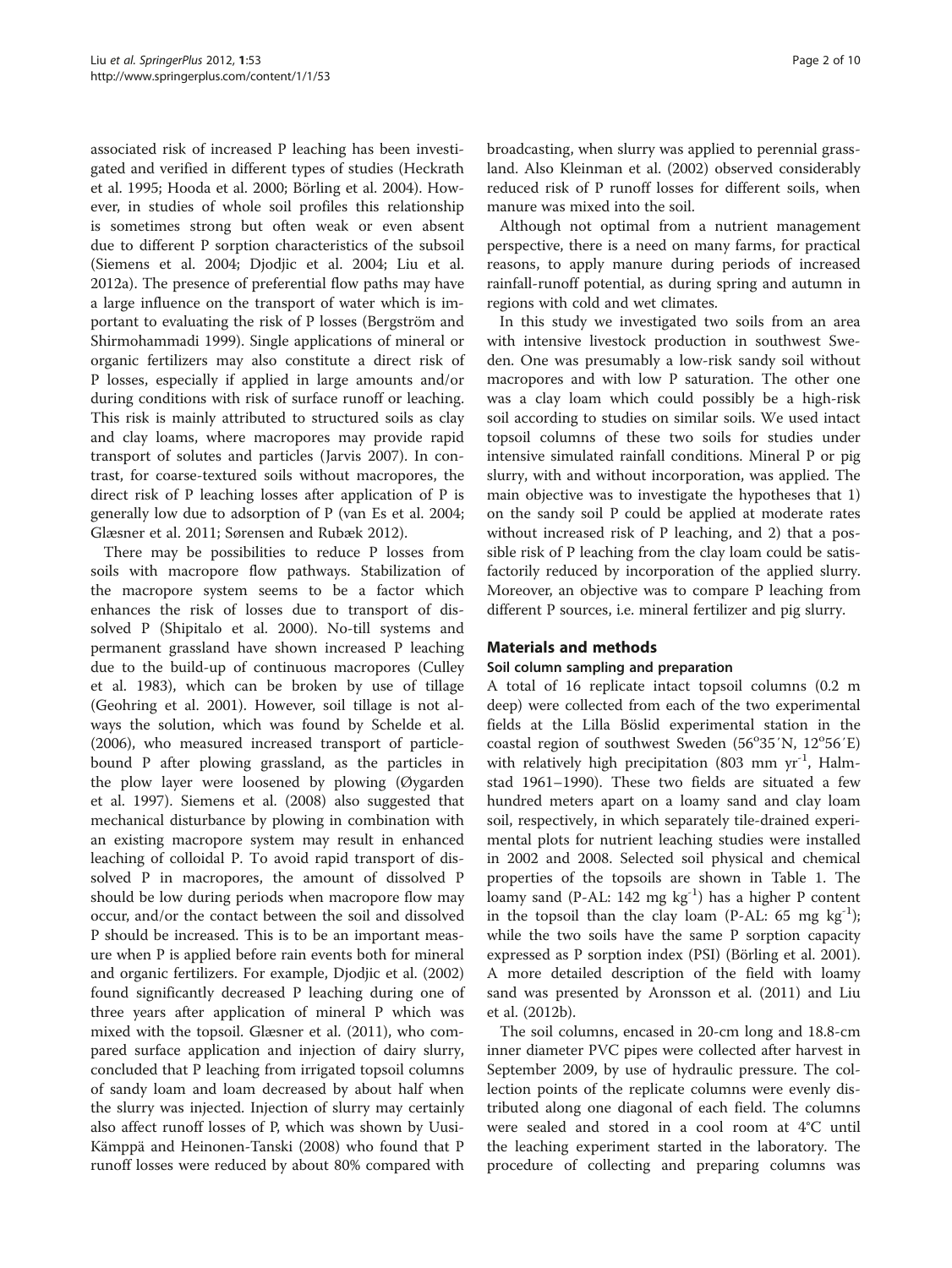associated risk of increased P leaching has been investigated and verified in different types of studies (Heckrath et al. 1995; Hooda et al. 2000; Börling et al. 2004). However, in studies of whole soil profiles this relationship is sometimes strong but often weak or even absent due to different P sorption characteristics of the subsoil (Siemens et al. 2004; Djodjic et al. 2004; Liu et al. 2012a). The presence of preferential flow paths may have a large influence on the transport of water which is important to evaluating the risk of P losses (Bergström and Shirmohammadi 1999). Single applications of mineral or organic fertilizers may also constitute a direct risk of P losses, especially if applied in large amounts and/or during conditions with risk of surface runoff or leaching. This risk is mainly attributed to structured soils as clay and clay loams, where macropores may provide rapid transport of solutes and particles (Jarvis 2007). In contrast, for coarse-textured soils without macropores, the direct risk of P leaching losses after application of P is generally low due to adsorption of P (van Es et al. 2004; Glæsner et al. 2011; Sørensen and Rubæk 2012).

There may be possibilities to reduce P losses from soils with macropore flow pathways. Stabilization of the macropore system seems to be a factor which enhances the risk of losses due to transport of dissolved P (Shipitalo et al. 2000). No-till systems and permanent grassland have shown increased P leaching due to the build-up of continuous macropores (Culley et al. 1983), which can be broken by use of tillage (Geohring et al. 2001). However, soil tillage is not always the solution, which was found by Schelde et al. (2006), who measured increased transport of particle-bound P after plowing grassland, as the particles in the plow layer were loosened by plowing (Øygarden et al. 1997). Siemens et al. (2008) also suggested that mechanical disturbance by plowing in combination with an existing macropore system may result in enhanced leaching of colloidal P. To avoid rapid transport of dissolved P in macropores, the amount of dissolved P should be low during periods when macropore flow may occur, and/or the contact between the soil and dissolved P should be increased. This is to be an important measure when P is applied before rain events both for mineral and organic fertilizers. For example, Djodjic et al. (2002) found significantly decreased P leaching during one of three years after application of mineral P which was mixed with the topsoil. Glæsner et al. (2011), who compared surface application and injection of dairy slurry, concluded that P leaching from irrigated topsoil columns of sandy loam and loam decreased by about half when the slurry was injected. Injection of slurry may certainly also affect runoff losses of P, which was shown by Uusi-Kämppä and Heinonen-Tanski (2008) who found that P runoff losses were reduced by about 80% compared with broadcasting, when slurry was applied to perennial grassland. Also Kleinman et al. (2002) observed considerably reduced risk of P runoff losses for different soils, when manure was mixed into the soil.

Although not optimal from a nutrient management perspective, there is a need on many farms, for practical reasons, to apply manure during periods of increased rainfall-runoff potential, as during spring and autumn in regions with cold and wet climates.

In this study we investigated two soils from an area with intensive livestock production in southwest Sweden. One was presumably a low-risk sandy soil without macropores and with low P saturation. The other one was a clay loam which could possibly be a high-risk soil according to studies on similar soils. We used intact topsoil columns of these two soils for studies under intensive simulated rainfall conditions. Mineral P or pig slurry, with and without incorporation, was applied. The main objective was to investigate the hypotheses that 1) on the sandy soil P could be applied at moderate rates without increased risk of P leaching, and 2) that a possible risk of P leaching from the clay loam could be satisfactorily reduced by incorporation of the applied slurry. Moreover, an objective was to compare P leaching from different P sources, i.e. mineral fertilizer and pig slurry.

## Materials and methods

### Soil column sampling and preparation

A total of 16 replicate intact topsoil columns (0.2 m deep) were collected from each of the two experimental fields at the Lilla Böslid experimental station in the coastal region of southwest Sweden (56°35′N, 12°56′E) with relatively high precipitation (803 mm yr$^{-1}$, Halmstad 1961–1990). These two fields are situated a few hundred meters apart on a loamy sand and clay loam soil, respectively, in which separately tile-drained experimental plots for nutrient leaching studies were installed in 2002 and 2008. Selected soil physical and chemical properties of the topsoils are shown in Table 1. The loamy sand (P-AL: 142 mg kg$^{-1}$) has a higher P content in the topsoil than the clay loam (P-AL: 65 mg kg$^{-1}$); while the two soils have the same P sorption capacity expressed as P sorption index (PSI) (Börling et al. 2001). A more detailed description of the field with loamy sand was presented by Aronsson et al. (2011) and Liu et al. (2012b).

The soil columns, encased in 20-cm long and 18.8-cm inner diameter PVC pipes were collected after harvest in September 2009, by use of hydraulic pressure. The collection points of the replicate columns were evenly distributed along one diagonal of each field. The columns were sealed and stored in a cool room at 4°C until the leaching experiment started in the laboratory. The procedure of collecting and preparing columns was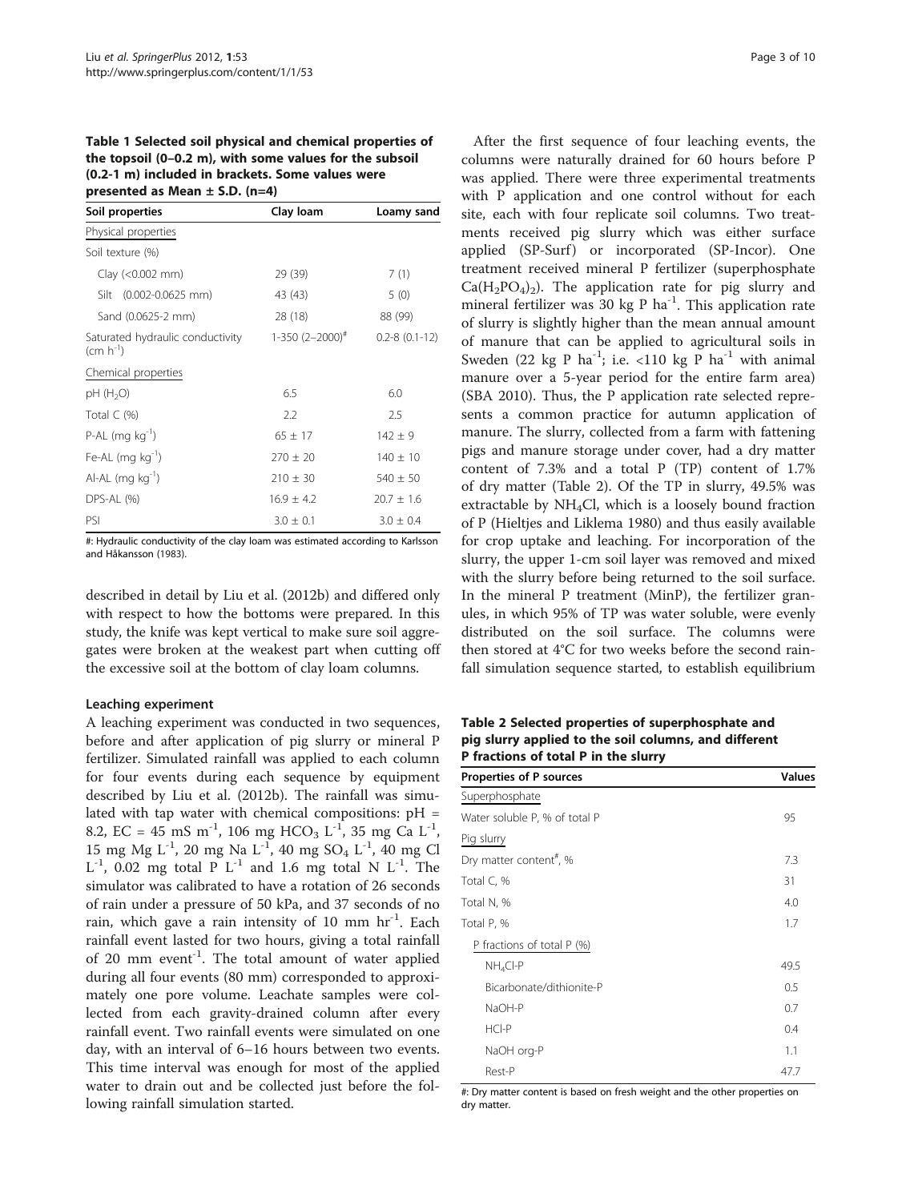**Table 1 Selected soil physical and chemical properties of the topsoil (0–0.2 m), with some values for the subsoil (0.2-1 m) included in brackets. Some values were presented as Mean ± S.D. (n=4)**

| Soil properties | Clay loam | Loamy sand |
|---|---|---|
| Physical properties | | |
| Soil texture (%) | | |
| Clay (<0.002 mm) | 29 (39) | 7 (1) |
| Silt (0.002-0.0625 mm) | 43 (43) | 5 (0) |
| Sand (0.0625-2 mm) | 28 (18) | 88 (99) |
| Saturated hydraulic conductivity ($cm\ h^{-1}$) | 1-350 (2–2000)[#] | 0.2-8 (0.1-12) |
| Chemical properties | | |
| pH ($H_2O$) | 6.5 | 6.0 |
| Total C (%) | 2.2 | 2.5 |
| P-AL ($mg\ kg^{-1}$) | 65 ± 17 | 142 ± 9 |
| Fe-AL ($mg\ kg^{-1}$) | 270 ± 20 | 140 ± 10 |
| Al-AL ($mg\ kg^{-1}$) | 210 ± 30 | 540 ± 50 |
| DPS-AL (%) | 16.9 ± 4.2 | 20.7 ± 1.6 |
| PSI | 3.0 ± 0.1 | 3.0 ± 0.4 |

#: Hydraulic conductivity of the clay loam was estimated according to Karlsson and Håkansson (1983).

described in detail by Liu et al. (2012b) and differed only with respect to how the bottoms were prepared. In this study, the knife was kept vertical to make sure soil aggregates were broken at the weakest part when cutting off the excessive soil at the bottom of clay loam columns.

### Leaching experiment

A leaching experiment was conducted in two sequences, before and after application of pig slurry or mineral P fertilizer. Simulated rainfall was applied to each column for four events during each sequence by equipment described by Liu et al. (2012b). The rainfall was simulated with tap water with chemical compositions: pH = 8.2, EC = 45 mS $m^{-1}$, 106 mg $HCO_3$ $L^{-1}$, 35 mg Ca $L^{-1}$, 15 mg Mg $L^{-1}$, 20 mg Na $L^{-1}$, 40 mg $SO_4$ $L^{-1}$, 40 mg Cl $L^{-1}$, 0.02 mg total P $L^{-1}$ and 1.6 mg total N $L^{-1}$. The simulator was calibrated to have a rotation of 26 seconds of rain under a pressure of 50 kPa, and 37 seconds of no rain, which gave a rain intensity of 10 mm $hr^{-1}$. Each rainfall event lasted for two hours, giving a total rainfall of 20 mm $event^{-1}$. The total amount of water applied during all four events (80 mm) corresponded to approximately one pore volume. Leachate samples were collected from each gravity-drained column after every rainfall event. Two rainfall events were simulated on one day, with an interval of 6–16 hours between two events. This time interval was enough for most of the applied water to drain out and be collected just before the following rainfall simulation started.

After the first sequence of four leaching events, the columns were naturally drained for 60 hours before P was applied. There were three experimental treatments with P application and one control without for each site, each with four replicate soil columns. Two treatments received pig slurry which was either surface applied (SP-Surf) or incorporated (SP-Incor). One treatment received mineral P fertilizer (superphosphate $Ca(H_2PO_4)_2$). The application rate for pig slurry and mineral fertilizer was 30 kg P $ha^{-1}$. This application rate of slurry is slightly higher than the mean annual amount of manure that can be applied to agricultural soils in Sweden (22 kg P $ha^{-1}$; i.e. <110 kg P $ha^{-1}$ with animal manure over a 5-year period for the entire farm area) (SBA 2010). Thus, the P application rate selected represents a common practice for autumn application of manure. The slurry, collected from a farm with fattening pigs and manure storage under cover, had a dry matter content of 7.3% and a total P (TP) content of 1.7% of dry matter (Table 2). Of the TP in slurry, 49.5% was extractable by $NH_4Cl$, which is a loosely bound fraction of P (Hieltjes and Liklema 1980) and thus easily available for crop uptake and leaching. For incorporation of the slurry, the upper 1-cm soil layer was removed and mixed with the slurry before being returned to the soil surface. In the mineral P treatment (MinP), the fertilizer granules, in which 95% of TP was water soluble, were evenly distributed on the soil surface. The columns were then stored at 4°C for two weeks before the second rainfall simulation sequence started, to establish equilibrium

**Table 2 Selected properties of superphosphate and pig slurry applied to the soil columns, and different P fractions of total P in the slurry**

| Properties of P sources | Values |
|---|---|
| Superphosphate | |
| Water soluble P, % of total P | 95 |
| Pig slurry | |
| Dry matter content[#], % | 7.3 |
| Total C, % | 31 |
| Total N, % | 4.0 |
| Total P, % | 1.7 |
| P fractions of total P (%) | |
| $NH_4Cl$-P | 49.5 |
| Bicarbonate/dithionite-P | 0.5 |
| NaOH-P | 0.7 |
| HCl-P | 0.4 |
| NaOH org-P | 1.1 |
| Rest-P | 47.7 |

#: Dry matter content is based on fresh weight and the other properties on dry matter.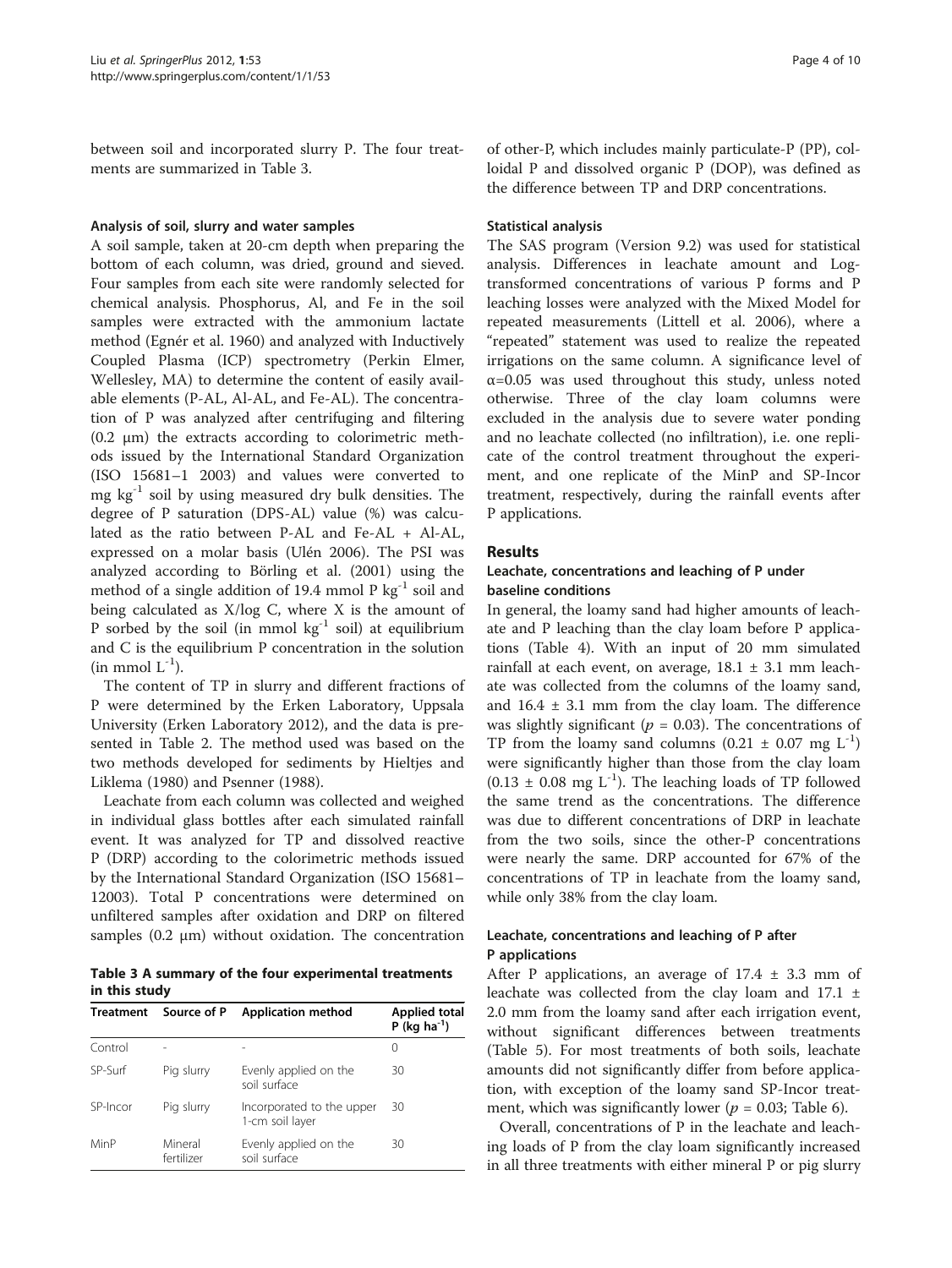between soil and incorporated slurry P. The four treatments are summarized in Table 3.

#### Analysis of soil, slurry and water samples

A soil sample, taken at 20-cm depth when preparing the bottom of each column, was dried, ground and sieved. Four samples from each site were randomly selected for chemical analysis. Phosphorus, Al, and Fe in the soil samples were extracted with the ammonium lactate method (Egnér et al. 1960) and analyzed with Inductively Coupled Plasma (ICP) spectrometry (Perkin Elmer, Wellesley, MA) to determine the content of easily available elements (P-AL, Al-AL, and Fe-AL). The concentration of P was analyzed after centrifuging and filtering (0.2 μm) the extracts according to colorimetric methods issued by the International Standard Organization (ISO 15681–1 2003) and values were converted to mg $kg^{-1}$ soil by using measured dry bulk densities. The degree of P saturation (DPS-AL) value (%) was calculated as the ratio between P-AL and Fe-AL + Al-AL, expressed on a molar basis (Ulén 2006). The PSI was analyzed according to Börling et al. (2001) using the method of a single addition of 19.4 mmol P $kg^{-1}$ soil and being calculated as X/log C, where X is the amount of P sorbed by the soil (in mmol $kg^{-1}$ soil) at equilibrium and C is the equilibrium P concentration in the solution (in mmol $L^{-1}$).

The content of TP in slurry and different fractions of P were determined by the Erken Laboratory, Uppsala University (Erken Laboratory 2012), and the data is presented in Table 2. The method used was based on the two methods developed for sediments by Hieltjes and Liklema (1980) and Psenner (1988).

Leachate from each column was collected and weighed in individual glass bottles after each simulated rainfall event. It was analyzed for TP and dissolved reactive P (DRP) according to the colorimetric methods issued by the International Standard Organization (ISO 15681–12003). Total P concentrations were determined on unfiltered samples after oxidation and DRP on filtered samples (0.2 μm) without oxidation. The concentration of other-P, which includes mainly particulate-P (PP), colloidal P and dissolved organic P (DOP), was defined as the difference between TP and DRP concentrations.

**Table 3 A summary of the four experimental treatments in this study**

| Treatment | Source of P | Application method | Applied total P (kg $ha^{-1}$) |
|---|---|---|---|
| Control | - | - | 0 |
| SP-Surf | Pig slurry | Evenly applied on the soil surface | 30 |
| SP-Incor | Pig slurry | Incorporated to the upper 1-cm soil layer | 30 |
| MinP | Mineral fertilizer | Evenly applied on the soil surface | 30 |

#### Statistical analysis

The SAS program (Version 9.2) was used for statistical analysis. Differences in leachate amount and Log-transformed concentrations of various P forms and P leaching losses were analyzed with the Mixed Model for repeated measurements (Littell et al. 2006), where a "repeated" statement was used to realize the repeated irrigations on the same column. A significance level of $\alpha$=0.05 was used throughout this study, unless noted otherwise. Three of the clay loam columns were excluded in the analysis due to severe water ponding and no leachate collected (no infiltration), i.e. one replicate of the control treatment throughout the experiment, and one replicate of the MinP and SP-Incor treatment, respectively, during the rainfall events after P applications.

## Results

### Leachate, concentrations and leaching of P under baseline conditions

In general, the loamy sand had higher amounts of leachate and P leaching than the clay loam before P applications (Table 4). With an input of 20 mm simulated rainfall at each event, on average, 18.1 ± 3.1 mm leachate was collected from the columns of the loamy sand, and 16.4 ± 3.1 mm from the clay loam. The difference was slightly significant ($p$ = 0.03). The concentrations of TP from the loamy sand columns (0.21 ± 0.07 mg $L^{-1}$) were significantly higher than those from the clay loam (0.13 ± 0.08 mg $L^{-1}$). The leaching loads of TP followed the same trend as the concentrations. The difference was due to different concentrations of DRP in leachate from the two soils, since the other-P concentrations were nearly the same. DRP accounted for 67% of the concentrations of TP in leachate from the loamy sand, while only 38% from the clay loam.

### Leachate, concentrations and leaching of P after P applications

After P applications, an average of 17.4 ± 3.3 mm of leachate was collected from the clay loam and 17.1 ± 2.0 mm from the loamy sand after each irrigation event, without significant differences between treatments (Table 5). For most treatments of both soils, leachate amounts did not significantly differ from before application, with exception of the loamy sand SP-Incor treatment, which was significantly lower ($p$ = 0.03; Table 6).

Overall, concentrations of P in the leachate and leaching loads of P from the clay loam significantly increased in all three treatments with either mineral P or pig slurry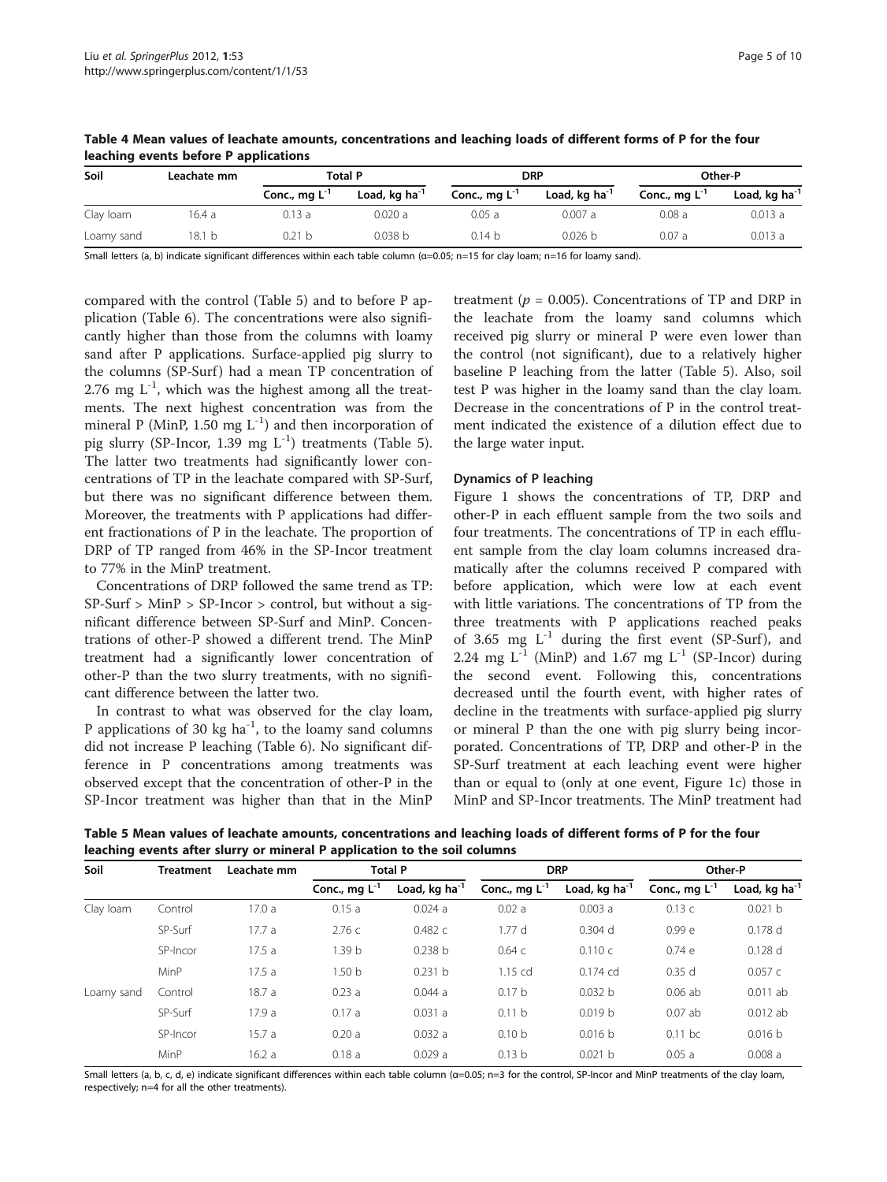**Table 4 Mean values of leachate amounts, concentrations and leaching loads of different forms of P for the four leaching events before P applications**

| Soil | Leachate mm | Total P | | DRP | | Other-P | |
|---|---|---|---|---|---|---|---|
| | | Conc., mg $L^{-1}$ | Load, kg $ha^{-1}$ | Conc., mg $L^{-1}$ | Load, kg $ha^{-1}$ | Conc., mg $L^{-1}$ | Load, kg $ha^{-1}$ |
| Clay loam | 16.4 a | 0.13 a | 0.020 a | 0.05 a | 0.007 a | 0.08 a | 0.013 a |
| Loamy sand | 18.1 b | 0.21 b | 0.038 b | 0.14 b | 0.026 b | 0.07 a | 0.013 a |

Small letters (a, b) indicate significant differences within each table column (α=0.05; n=15 for clay loam; n=16 for loamy sand).

compared with the control (Table 5) and to before P application (Table 6). The concentrations were also significantly higher than those from the columns with loamy sand after P applications. Surface-applied pig slurry to the columns (SP-Surf) had a mean TP concentration of 2.76 mg $L^{-1}$, which was the highest among all the treatments. The next highest concentration was from the mineral P (MinP, 1.50 mg $L^{-1}$) and then incorporation of pig slurry (SP-Incor, 1.39 mg $L^{-1}$) treatments (Table 5). The latter two treatments had significantly lower concentrations of TP in the leachate compared with SP-Surf, but there was no significant difference between them. Moreover, the treatments with P applications had different fractionations of P in the leachate. The proportion of DRP of TP ranged from 46% in the SP-Incor treatment to 77% in the MinP treatment.

Concentrations of DRP followed the same trend as TP: SP-Surf > MinP > SP-Incor > control, but without a significant difference between SP-Surf and MinP. Concentrations of other-P showed a different trend. The MinP treatment had a significantly lower concentration of other-P than the two slurry treatments, with no significant difference between the latter two.

In contrast to what was observed for the clay loam, P applications of 30 kg $ha^{-1}$, to the loamy sand columns did not increase P leaching (Table 6). No significant difference in P concentrations among treatments was observed except that the concentration of other-P in the SP-Incor treatment was higher than that in the MinP treatment ($p$ = 0.005). Concentrations of TP and DRP in the leachate from the loamy sand columns which received pig slurry or mineral P were even lower than the control (not significant), due to a relatively higher baseline P leaching from the latter (Table 5). Also, soil test P was higher in the loamy sand than the clay loam. Decrease in the concentrations of P in the control treatment indicated the existence of a dilution effect due to the large water input.

### Dynamics of P leaching

Figure 1 shows the concentrations of TP, DRP and other-P in each effluent sample from the two soils and four treatments. The concentrations of TP in each effluent sample from the clay loam columns increased dramatically after the columns received P compared with before application, which were low at each event with little variations. The concentrations of TP from the three treatments with P applications reached peaks of 3.65 mg $L^{-1}$ during the first event (SP-Surf), and 2.24 mg $L^{-1}$ (MinP) and 1.67 mg $L^{-1}$ (SP-Incor) during the second event. Following this, concentrations decreased until the fourth event, with higher rates of decline in the treatments with surface-applied pig slurry or mineral P than the one with pig slurry being incorporated. Concentrations of TP, DRP and other-P in the SP-Surf treatment at each leaching event were higher than or equal to (only at one event, Figure 1c) those in MinP and SP-Incor treatments. The MinP treatment had

**Table 5 Mean values of leachate amounts, concentrations and leaching loads of different forms of P for the four leaching events after slurry or mineral P application to the soil columns**

| Soil | Treatment | Leachate mm | Total P | | DRP | | Other-P | |
|---|---|---|---|---|---|---|---|---|
| | | | Conc., mg $L^{-1}$ | Load, kg $ha^{-1}$ | Conc., mg $L^{-1}$ | Load, kg $ha^{-1}$ | Conc., mg $L^{-1}$ | Load, kg $ha^{-1}$ |
| Clay loam | Control | 17.0 a | 0.15 a | 0.024 a | 0.02 a | 0.003 a | 0.13 c | 0.021 b |
| | SP-Surf | 17.7 a | 2.76 c | 0.482 c | 1.77 d | 0.304 d | 0.99 e | 0.178 d |
| | SP-Incor | 17.5 a | 1.39 b | 0.238 b | 0.64 c | 0.110 c | 0.74 e | 0.128 d |
| | MinP | 17.5 a | 1.50 b | 0.231 b | 1.15 cd | 0.174 cd | 0.35 d | 0.057 c |
| Loamy sand | Control | 18.7 a | 0.23 a | 0.044 a | 0.17 b | 0.032 b | 0.06 ab | 0.011 ab |
| | SP-Surf | 17.9 a | 0.17 a | 0.031 a | 0.11 b | 0.019 b | 0.07 ab | 0.012 ab |
| | SP-Incor | 15.7 a | 0.20 a | 0.032 a | 0.10 b | 0.016 b | 0.11 bc | 0.016 b |
| | MinP | 16.2 a | 0.18 a | 0.029 a | 0.13 b | 0.021 b | 0.05 a | 0.008 a |

Small letters (a, b, c, d, e) indicate significant differences within each table column (α=0.05; n=3 for the control, SP-Incor and MinP treatments of the clay loam, respectively; n=4 for all the other treatments).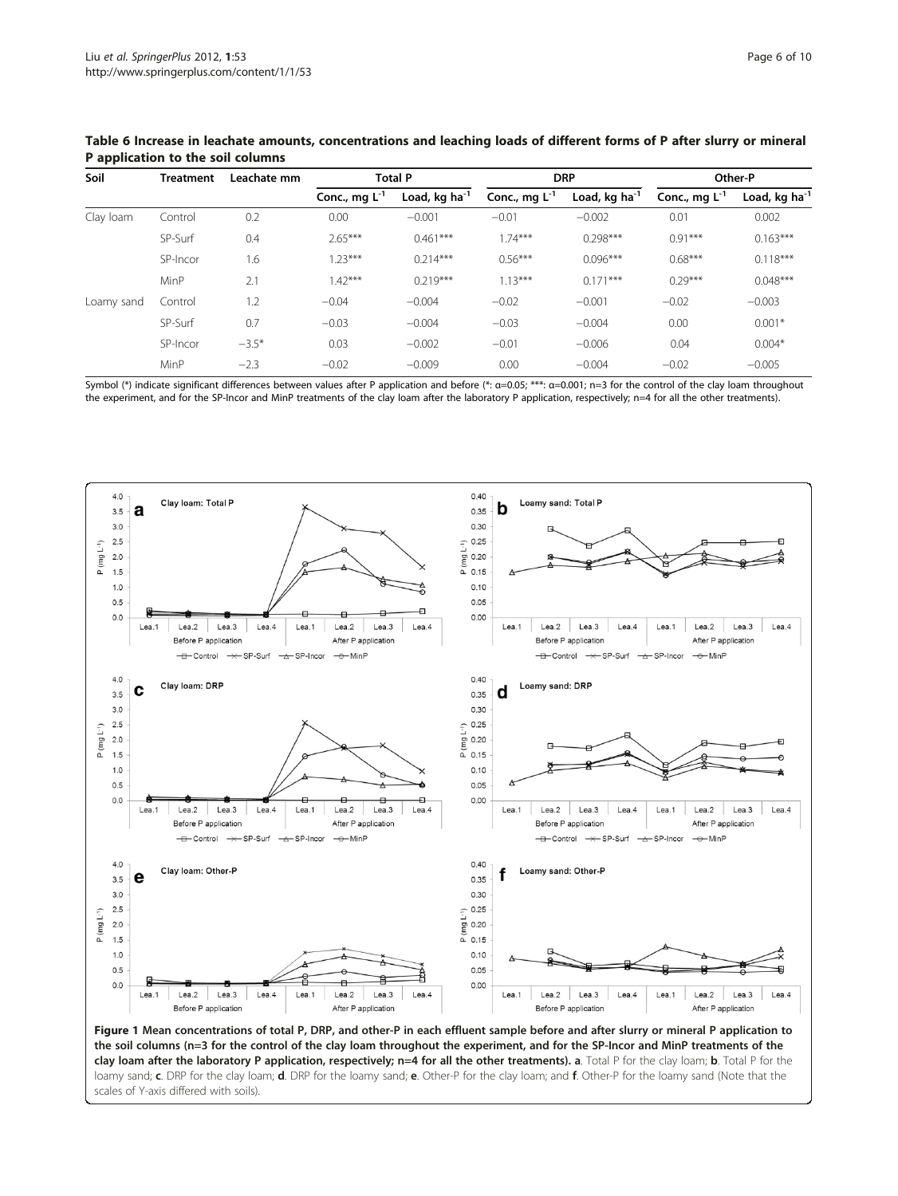**Table 6 Increase in leachate amounts, concentrations and leaching loads of different forms of P after slurry or mineral P application to the soil columns**

| Soil | Treatment | Leachate mm | Total P | | DRP | | Other-P | |
|---|---|---|---|---|---|---|---|---|
| | | | Conc., mg $L^{-1}$ | Load, kg $ha^{-1}$ | Conc., mg $L^{-1}$ | Load, kg $ha^{-1}$ | Conc., mg $L^{-1}$ | Load, kg $ha^{-1}$ |
| Clay loam | Control | 0.2 | 0.00 | −0.001 | −0.01 | −0.002 | 0.01 | 0.002 |
| | SP-Surf | 0.4 | 2.65*** | 0.461*** | 1.74*** | 0.298*** | 0.91*** | 0.163*** |
| | SP-Incor | 1.6 | 1.23*** | 0.214*** | 0.56*** | 0.096*** | 0.68*** | 0.118*** |
| | MinP | 2.1 | 1.42*** | 0.219*** | 1.13*** | 0.171*** | 0.29*** | 0.048*** |
| Loamy sand | Control | 1.2 | −0.04 | −0.004 | −0.02 | −0.001 | −0.02 | −0.003 |
| | SP-Surf | 0.7 | −0.03 | −0.004 | −0.03 | −0.004 | 0.00 | 0.001* |
| | SP-Incor | −3.5* | 0.03 | −0.002 | −0.01 | −0.006 | 0.04 | 0.004* |
| | MinP | −2.3 | −0.02 | −0.009 | 0.00 | −0.004 | −0.02 | −0.005 |

Symbol (*) indicate significant differences between values after P application and before (*: α=0.05; ***: α=0.001; n=3 for the control of the clay loam throughout the experiment, and for the SP-Incor and MinP treatments of the clay loam after the laboratory P application, respectively; n=4 for all the other treatments).

**Figure 1 Mean concentrations of total P, DRP, and other-P in each effluent sample before and after slurry or mineral P application to the soil columns (n=3 for the control of the clay loam throughout the experiment, and for the SP-Incor and MinP treatments of the clay loam after the laboratory P application, respectively; n=4 for all the other treatments). a**. Total P for the clay loam; **b**. Total P for the loamy sand; **c**. DRP for the clay loam; **d**. DRP for the loamy sand; **e**. Other-P for the clay loam; and **f**. Other-P for the loamy sand (Note that the scales of Y-axis differed with soils).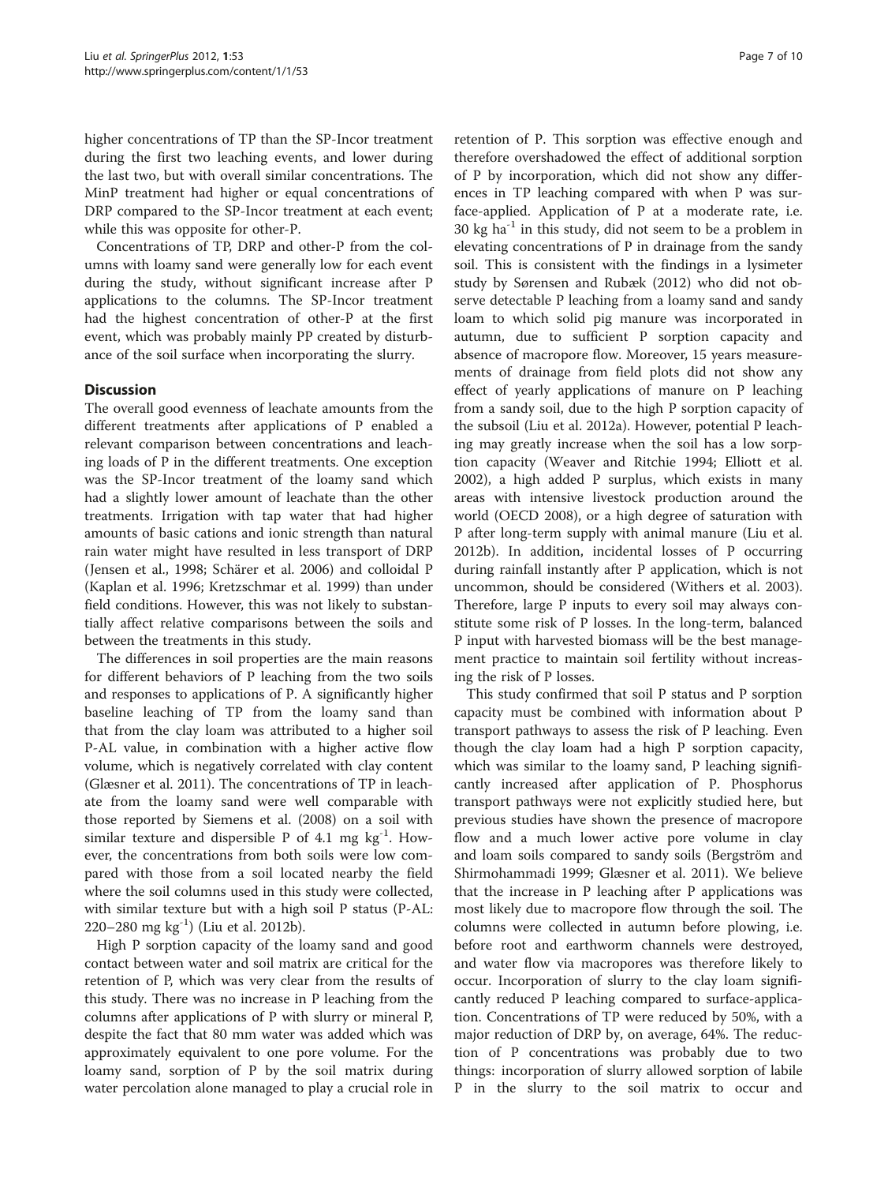higher concentrations of TP than the SP-Incor treatment during the first two leaching events, and lower during the last two, but with overall similar concentrations. The MinP treatment had higher or equal concentrations of DRP compared to the SP-Incor treatment at each event; while this was opposite for other-P.

Concentrations of TP, DRP and other-P from the columns with loamy sand were generally low for each event during the study, without significant increase after P applications to the columns. The SP-Incor treatment had the highest concentration of other-P at the first event, which was probably mainly PP created by disturbance of the soil surface when incorporating the slurry.

## Discussion

The overall good evenness of leachate amounts from the different treatments after applications of P enabled a relevant comparison between concentrations and leaching loads of P in the different treatments. One exception was the SP-Incor treatment of the loamy sand which had a slightly lower amount of leachate than the other treatments. Irrigation with tap water that had higher amounts of basic cations and ionic strength than natural rain water might have resulted in less transport of DRP (Jensen et al., 1998; Schärer et al. 2006) and colloidal P (Kaplan et al. 1996; Kretzschmar et al. 1999) than under field conditions. However, this was not likely to substantially affect relative comparisons between the soils and between the treatments in this study.

The differences in soil properties are the main reasons for different behaviors of P leaching from the two soils and responses to applications of P. A significantly higher baseline leaching of TP from the loamy sand than that from the clay loam was attributed to a higher soil P-AL value, in combination with a higher active flow volume, which is negatively correlated with clay content (Glæsner et al. 2011). The concentrations of TP in leachate from the loamy sand were well comparable with those reported by Siemens et al. (2008) on a soil with similar texture and dispersible P of 4.1 mg kg$^{-1}$. However, the concentrations from both soils were low compared with those from a soil located nearby the field where the soil columns used in this study were collected, with similar texture but with a high soil P status (P-AL: 220–280 mg kg$^{-1}$) (Liu et al. 2012b).

High P sorption capacity of the loamy sand and good contact between water and soil matrix are critical for the retention of P, which was very clear from the results of this study. There was no increase in P leaching from the columns after applications of P with slurry or mineral P, despite the fact that 80 mm water was added which was approximately equivalent to one pore volume. For the loamy sand, sorption of P by the soil matrix during water percolation alone managed to play a crucial role in retention of P. This sorption was effective enough and therefore overshadowed the effect of additional sorption of P by incorporation, which did not show any differences in TP leaching compared with when P was surface-applied. Application of P at a moderate rate, i.e. 30 kg ha$^{-1}$ in this study, did not seem to be a problem in elevating concentrations of P in drainage from the sandy soil. This is consistent with the findings in a lysimeter study by Sørensen and Rubæk (2012) who did not observe detectable P leaching from a loamy sand and sandy loam to which solid pig manure was incorporated in autumn, due to sufficient P sorption capacity and absence of macropore flow. Moreover, 15 years measurements of drainage from field plots did not show any effect of yearly applications of manure on P leaching from a sandy soil, due to the high P sorption capacity of the subsoil (Liu et al. 2012a). However, potential P leaching may greatly increase when the soil has a low sorption capacity (Weaver and Ritchie 1994; Elliott et al. 2002), a high added P surplus, which exists in many areas with intensive livestock production around the world (OECD 2008), or a high degree of saturation with P after long-term supply with animal manure (Liu et al. 2012b). In addition, incidental losses of P occurring during rainfall instantly after P application, which is not uncommon, should be considered (Withers et al. 2003). Therefore, large P inputs to every soil may always constitute some risk of P losses. In the long-term, balanced P input with harvested biomass will be the best management practice to maintain soil fertility without increasing the risk of P losses.

This study confirmed that soil P status and P sorption capacity must be combined with information about P transport pathways to assess the risk of P leaching. Even though the clay loam had a high P sorption capacity, which was similar to the loamy sand, P leaching significantly increased after application of P. Phosphorus transport pathways were not explicitly studied here, but previous studies have shown the presence of macropore flow and a much lower active pore volume in clay and loam soils compared to sandy soils (Bergström and Shirmohammadi 1999; Glæsner et al. 2011). We believe that the increase in P leaching after P applications was most likely due to macropore flow through the soil. The columns were collected in autumn before plowing, i.e. before root and earthworm channels were destroyed, and water flow via macropores was therefore likely to occur. Incorporation of slurry to the clay loam significantly reduced P leaching compared to surface-application. Concentrations of TP were reduced by 50%, with a major reduction of DRP by, on average, 64%. The reduction of P concentrations was probably due to two things: incorporation of slurry allowed sorption of labile P in the slurry to the soil matrix to occur and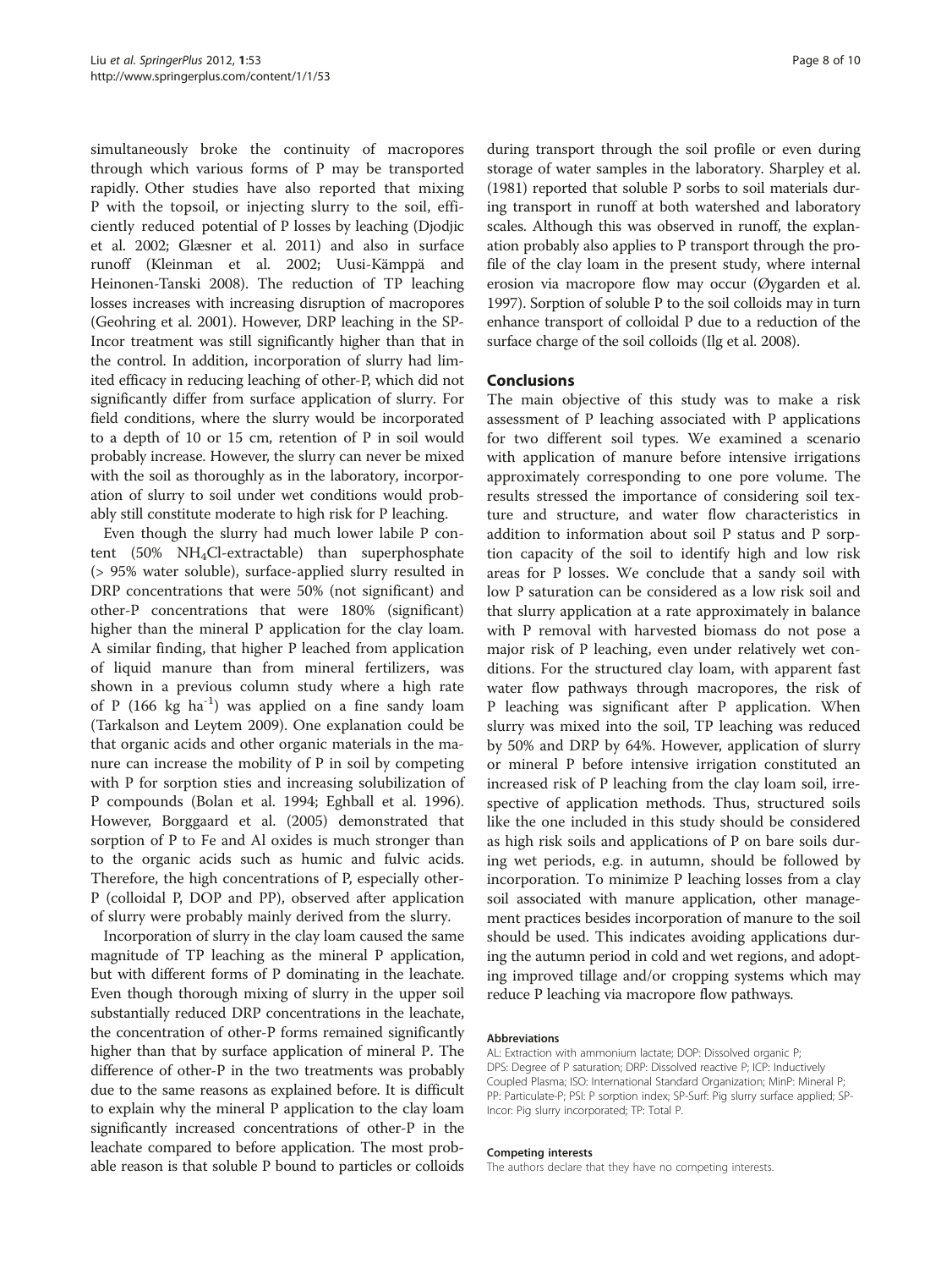simultaneously broke the continuity of macropores through which various forms of P may be transported rapidly. Other studies have also reported that mixing P with the topsoil, or injecting slurry to the soil, efficiently reduced potential of P losses by leaching (Djodjic et al. 2002; Glæsner et al. 2011) and also in surface runoff (Kleinman et al. 2002; Uusi-Kämppä and Heinonen-Tanski 2008). The reduction of TP leaching losses increases with increasing disruption of macropores (Geohring et al. 2001). However, DRP leaching in the SP-Incor treatment was still significantly higher than that in the control. In addition, incorporation of slurry had limited efficacy in reducing leaching of other-P, which did not significantly differ from surface application of slurry. For field conditions, where the slurry would be incorporated to a depth of 10 or 15 cm, retention of P in soil would probably increase. However, the slurry can never be mixed with the soil as thoroughly as in the laboratory, incorporation of slurry to soil under wet conditions would probably still constitute moderate to high risk for P leaching.

Even though the slurry had much lower labile P content (50% $NH_4Cl$-extractable) than superphosphate (> 95% water soluble), surface-applied slurry resulted in DRP concentrations that were 50% (not significant) and other-P concentrations that were 180% (significant) higher than the mineral P application for the clay loam. A similar finding, that higher P leached from application of liquid manure than from mineral fertilizers, was shown in a previous column study where a high rate of P (166 kg $ha^{-1}$) was applied on a fine sandy loam (Tarkalson and Leytem 2009). One explanation could be that organic acids and other organic materials in the manure can increase the mobility of P in soil by competing with P for sorption sties and increasing solubilization of P compounds (Bolan et al. 1994; Eghball et al. 1996). However, Borggaard et al. (2005) demonstrated that sorption of P to Fe and Al oxides is much stronger than to the organic acids such as humic and fulvic acids. Therefore, the high concentrations of P, especially other-P (colloidal P, DOP and PP), observed after application of slurry were probably mainly derived from the slurry.

Incorporation of slurry in the clay loam caused the same magnitude of TP leaching as the mineral P application, but with different forms of P dominating in the leachate. Even though thorough mixing of slurry in the upper soil substantially reduced DRP concentrations in the leachate, the concentration of other-P forms remained significantly higher than that by surface application of mineral P. The difference of other-P in the two treatments was probably due to the same reasons as explained before. It is difficult to explain why the mineral P application to the clay loam significantly increased concentrations of other-P in the leachate compared to before application. The most probable reason is that soluble P bound to particles or colloids during transport through the soil profile or even during storage of water samples in the laboratory. Sharpley et al. (1981) reported that soluble P sorbs to soil materials during transport in runoff at both watershed and laboratory scales. Although this was observed in runoff, the explanation probably also applies to P transport through the profile of the clay loam in the present study, where internal erosion via macropore flow may occur (Øygarden et al. 1997). Sorption of soluble P to the soil colloids may in turn enhance transport of colloidal P due to a reduction of the surface charge of the soil colloids (Ilg et al. 2008).

## Conclusions

The main objective of this study was to make a risk assessment of P leaching associated with P applications for two different soil types. We examined a scenario with application of manure before intensive irrigations approximately corresponding to one pore volume. The results stressed the importance of considering soil texture and structure, and water flow characteristics in addition to information about soil P status and P sorption capacity of the soil to identify high and low risk areas for P losses. We conclude that a sandy soil with low P saturation can be considered as a low risk soil and that slurry application at a rate approximately in balance with P removal with harvested biomass do not pose a major risk of P leaching, even under relatively wet conditions. For the structured clay loam, with apparent fast water flow pathways through macropores, the risk of P leaching was significant after P application. When slurry was mixed into the soil, TP leaching was reduced by 50% and DRP by 64%. However, application of slurry or mineral P before intensive irrigation constituted an increased risk of P leaching from the clay loam soil, irrespective of application methods. Thus, structured soils like the one included in this study should be considered as high risk soils and applications of P on bare soils during wet periods, e.g. in autumn, should be followed by incorporation. To minimize P leaching losses from a clay soil associated with manure application, other management practices besides incorporation of manure to the soil should be used. This indicates avoiding applications during the autumn period in cold and wet regions, and adopting improved tillage and/or cropping systems which may reduce P leaching via macropore flow pathways.

#### Abbreviations

AL: Extraction with ammonium lactate; DOP: Dissolved organic P; DPS: Degree of P saturation; DRP: Dissolved reactive P; ICP: Inductively Coupled Plasma; ISO: International Standard Organization; MinP: Mineral P; PP: Particulate-P; PSI: P sorption index; SP-Surf: Pig slurry surface applied; SP-Incor: Pig slurry incorporated; TP: Total P.

#### Competing interests

The authors declare that they have no competing interests.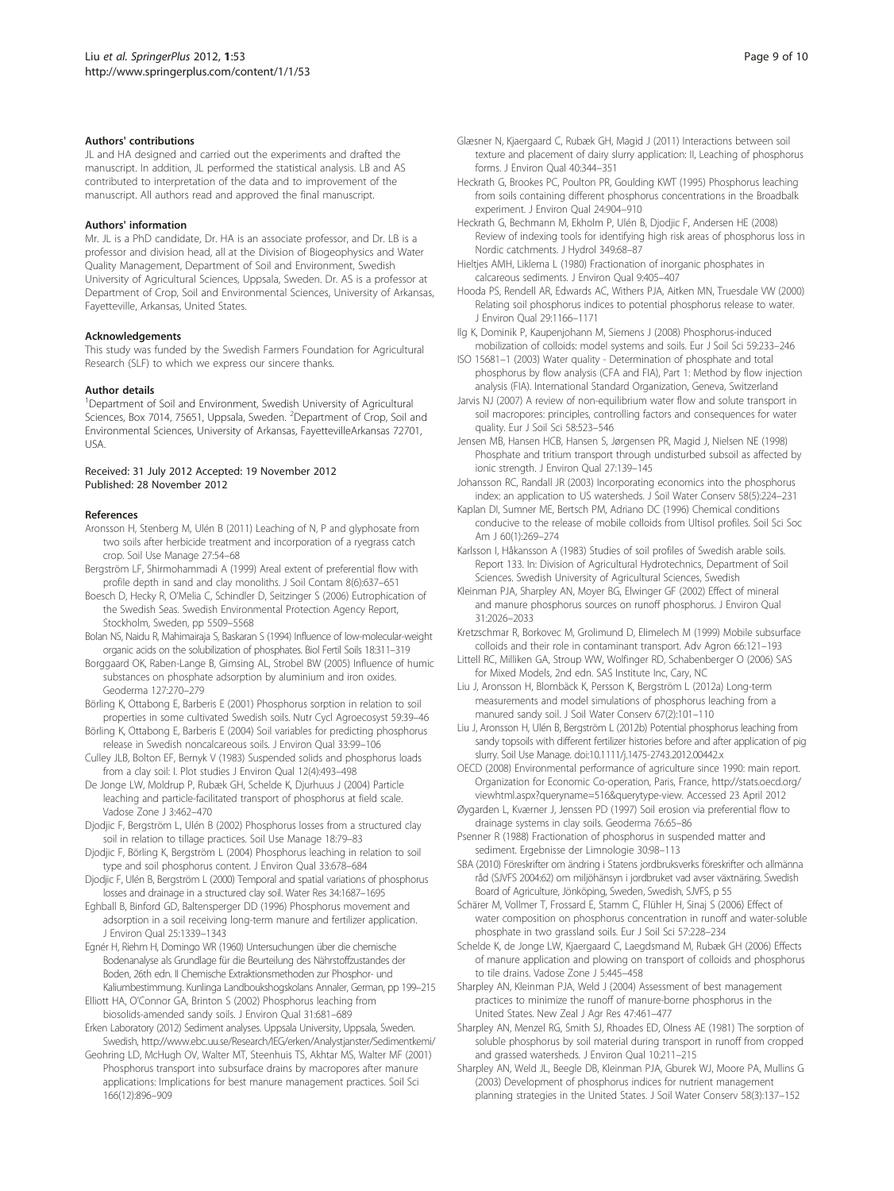### Authors' contributions

JL and HA designed and carried out the experiments and drafted the manuscript. In addition, JL performed the statistical analysis. LB and AS contributed to interpretation of the data and to improvement of the manuscript. All authors read and approved the final manuscript.

### Authors' information

Mr. JL is a PhD candidate, Dr. HA is an associate professor, and Dr. LB is a professor and division head, all at the Division of Biogeophysics and Water Quality Management, Department of Soil and Environment, Swedish University of Agricultural Sciences, Uppsala, Sweden. Dr. AS is a professor at Department of Crop, Soil and Environmental Sciences, University of Arkansas, Fayetteville, Arkansas, United States.

### Acknowledgements

This study was funded by the Swedish Farmers Foundation for Agricultural Research (SLF) to which we express our sincere thanks.

### Author details

[1]Department of Soil and Environment, Swedish University of Agricultural Sciences, Box 7014, 75651, Uppsala, Sweden. [2]Department of Crop, Soil and Environmental Sciences, University of Arkansas, FayettevilleArkansas 72701, USA.

Received: 31 July 2012 Accepted: 19 November 2012
Published: 28 November 2012

### References

Aronsson H, Stenberg M, Ulén B (2011) Leaching of N, P and glyphosate from two soils after herbicide treatment and incorporation of a ryegrass catch crop. Soil Use Manage 27:54–68

Bergström LF, Shirmohammadi A (1999) Areal extent of preferential flow with profile depth in sand and clay monoliths. J Soil Contam 8(6):637–651

Boesch D, Hecky R, O'Melia C, Schindler D, Seitzinger S (2006) Eutrophication of the Swedish Seas. Swedish Environmental Protection Agency Report, Stockholm, Sweden, pp 5509–5568

Bolan NS, Naidu R, Mahimairaja S, Baskaran S (1994) Influence of low-molecular-weight organic acids on the solubilization of phosphates. Biol Fertil Soils 18:311–319

Borggaard OK, Raben-Lange B, Gimsing AL, Strobel BW (2005) Influence of humic substances on phosphate adsorption by aluminium and iron oxides. Geoderma 127:270–279

Börling K, Ottabong E, Barberis E (2001) Phosphorus sorption in relation to soil properties in some cultivated Swedish soils. Nutr Cycl Agroecosyst 59:39–46

Börling K, Ottabong E, Barberis E (2004) Soil variables for predicting phosphorus release in Swedish noncalcareous soils. J Environ Qual 33:99–106

Culley JLB, Bolton EF, Bernyk V (1983) Suspended solids and phosphorus loads from a clay soil: I. Plot studies J Environ Qual 12(4):493–498

De Jonge LW, Moldrup P, Rubæk GH, Schelde K, Djurhuus J (2004) Particle leaching and particle-facilitated transport of phosphorus at field scale. Vadose Zone J 3:462–470

Djodjic F, Bergström L, Ulén B (2002) Phosphorus losses from a structured clay soil in relation to tillage practices. Soil Use Manage 18:79–83

Djodjic F, Börling K, Bergström L (2004) Phosphorus leaching in relation to soil type and soil phosphorus content. J Environ Qual 33:678–684

Djodjic F, Ulén B, Bergström L (2000) Temporal and spatial variations of phosphorus losses and drainage in a structured clay soil. Water Res 34:1687–1695

Eghball B, Binford GD, Baltensperger DD (1996) Phosphorus movement and adsorption in a soil receiving long-term manure and fertilizer application. J Environ Qual 25:1339–1343

Egnér H, Riehm H, Domingo WR (1960) Untersuchungen über die chemische Bodenanalyse als Grundlage für die Beurteilung des Nährstoffzustandes der Boden, 26th edn. II Chemische Extraktionsmethoden zur Phosphor- und Kaliumbestimmung. Kunlinga Landboukshogskolans Annaler, German, pp 199–215

Elliott HA, O'Connor GA, Brinton S (2002) Phosphorus leaching from biosolids-amended sandy soils. J Environ Qual 31:681–689

Erken Laboratory (2012) Sediment analyses. Uppsala University, Uppsala, Sweden. Swedish, http://www.ebc.uu.se/Research/IEG/erken/Analystjanster/Sedimentkemi/

Geohring LD, McHugh OV, Walter MT, Steenhuis TS, Akhtar MS, Walter MF (2001) Phosphorus transport into subsurface drains by macropores after manure applications: Implications for best manure management practices. Soil Sci 166(12):896–909

Glæsner N, Kjaergaard C, Rubæk GH, Magid J (2011) Interactions between soil texture and placement of dairy slurry application: II, Leaching of phosphorus forms. J Environ Qual 40:344–351

Heckrath G, Brookes PC, Poulton PR, Goulding KWT (1995) Phosphorus leaching from soils containing different phosphorus concentrations in the Broadbalk experiment. J Environ Qual 24:904–910

Heckrath G, Bechmann M, Ekholm P, Ulén B, Djodjic F, Andersen HE (2008) Review of indexing tools for identifying high risk areas of phosphorus loss in Nordic catchments. J Hydrol 349:68–87

Hieltjes AMH, Liklema L (1980) Fractionation of inorganic phosphates in calcareous sediments. J Environ Qual 9:405–407

Hooda PS, Rendell AR, Edwards AC, Withers PJA, Aitken MN, Truesdale VW (2000) Relating soil phosphorus indices to potential phosphorus release to water. J Environ Qual 29:1166–1171

Ilg K, Dominik P, Kaupenjohann M, Siemens J (2008) Phosphorus-induced mobilization of colloids: model systems and soils. Eur J Soil Sci 59:233–246

ISO 15681–1 (2003) Water quality - Determination of phosphate and total phosphorus by flow analysis (CFA and FIA), Part 1: Method by flow injection analysis (FIA). International Standard Organization, Geneva, Switzerland

Jarvis NJ (2007) A review of non-equilibrium water flow and solute transport in soil macropores: principles, controlling factors and consequences for water quality. Eur J Soil Sci 58:523–546

Jensen MB, Hansen HCB, Hansen S, Jørgensen PR, Magid J, Nielsen NE (1998) Phosphate and tritium transport through undisturbed subsoil as affected by ionic strength. J Environ Qual 27:139–145

Johansson RC, Randall JR (2003) Incorporating economics into the phosphorus index: an application to US watersheds. J Soil Water Conserv 58(5):224–231

Kaplan DI, Sumner ME, Bertsch PM, Adriano DC (1996) Chemical conditions conducive to the release of mobile colloids from Ultisol profiles. Soil Sci Soc Am J 60(1):269–274

Karlsson I, Håkansson A (1983) Studies of soil profiles of Swedish arable soils. Report 133. In: Division of Agricultural Hydrotechnics, Department of Soil Sciences. Swedish University of Agricultural Sciences, Swedish

Kleinman PJA, Sharpley AN, Moyer BG, Elwinger GF (2002) Effect of mineral and manure phosphorus sources on runoff phosphorus. J Environ Qual 31:2026–2033

Kretzschmar R, Borkovec M, Grolimund D, Elimelech M (1999) Mobile subsurface colloids and their role in contaminant transport. Adv Agron 66:121–193

Littell RC, Milliken GA, Stroup WW, Wolfinger RD, Schabenberger O (2006) SAS for Mixed Models, 2nd edn. SAS Institute Inc, Cary, NC

Liu J, Aronsson H, Blombäck K, Persson K, Bergström L (2012a) Long-term measurements and model simulations of phosphorus leaching from a manured sandy soil. J Soil Water Conserv 67(2):101–110

Liu J, Aronsson H, Ulén B, Bergström L (2012b) Potential phosphorus leaching from sandy topsoils with different fertilizer histories before and after application of pig slurry. Soil Use Manage. doi:10.1111/j.1475-2743.2012.00442.x

OECD (2008) Environmental performance of agriculture since 1990: main report. Organization for Economic Co-operation, Paris, France, http://stats.oecd.org/viewhtml.aspx?queryname=516&querytype-view. Accessed 23 April 2012

Øygarden L, Kværner J, Jenssen PD (1997) Soil erosion via preferential flow to drainage systems in clay soils. Geoderma 76:65–86

Psenner R (1988) Fractionation of phosphorus in suspended matter and sediment. Ergebnisse der Limnologie 30:98–113

SBA (2010) Föreskrifter om ändring i Statens jordbruksverks föreskrifter och allmänna råd (SJVFS 2004:62) om miljöhänsyn i jordbruket vad avser växtnäring. Swedish Board of Agriculture, Jönköping, Sweden, Swedish, SJVFS, p 55

Schärer M, Vollmer T, Frossard E, Stamm C, Flühler H, Sinaj S (2006) Effect of water composition on phosphorus concentration in runoff and water-soluble phosphate in two grassland soils. Eur J Soil Sci 57:228–234

Schelde K, de Jonge LW, Kjaergaard C, Laegdsmand M, Rubæk GH (2006) Effects of manure application and plowing on transport of colloids and phosphorus to tile drains. Vadose Zone J 5:445–458

Sharpley AN, Kleinman PJA, Weld J (2004) Assessment of best management practices to minimize the runoff of manure-borne phosphorus in the United States. New Zeal J Agr Res 47:461–477

Sharpley AN, Menzel RG, Smith SJ, Rhoades ED, Olness AE (1981) The sorption of soluble phosphorus by soil material during transport in runoff from cropped and grassed watersheds. J Environ Qual 10:211–215

Sharpley AN, Weld JL, Beegle DB, Kleinman PJA, Gburek WJ, Moore PA, Mullins G (2003) Development of phosphorus indices for nutrient management planning strategies in the United States. J Soil Water Conserv 58(3):137–152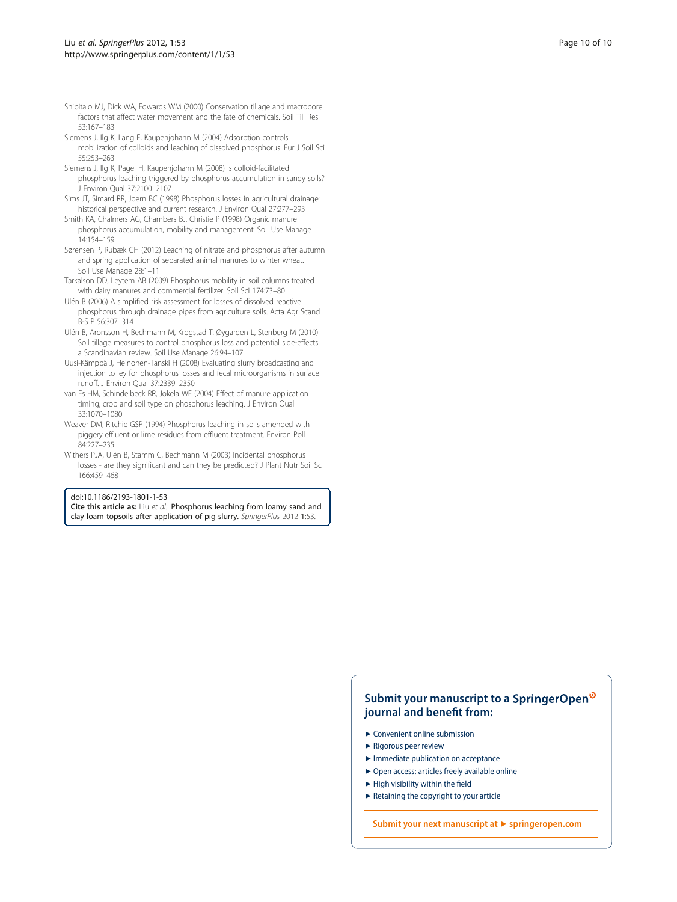Shipitalo MJ, Dick WA, Edwards WM (2000) Conservation tillage and macropore factors that affect water movement and the fate of chemicals. Soil Till Res 53:167–183

Siemens J, Ilg K, Lang F, Kaupenjohann M (2004) Adsorption controls mobilization of colloids and leaching of dissolved phosphorus. Eur J Soil Sci 55:253–263

Siemens J, Ilg K, Pagel H, Kaupenjohann M (2008) Is colloid-facilitated phosphorus leaching triggered by phosphorus accumulation in sandy soils? J Environ Qual 37:2100–2107

Sims JT, Simard RR, Joern BC (1998) Phosphorus losses in agricultural drainage: historical perspective and current research. J Environ Qual 27:277–293

Smith KA, Chalmers AG, Chambers BJ, Christie P (1998) Organic manure phosphorus accumulation, mobility and management. Soil Use Manage 14:154–159

Sørensen P, Rubæk GH (2012) Leaching of nitrate and phosphorus after autumn and spring application of separated animal manures to winter wheat. Soil Use Manage 28:1–11

Tarkalson DD, Leytem AB (2009) Phosphorus mobility in soil columns treated with dairy manures and commercial fertilizer. Soil Sci 174:73–80

Ulén B (2006) A simplified risk assessment for losses of dissolved reactive phosphorus through drainage pipes from agriculture soils. Acta Agr Scand B-S P 56:307–314

Ulén B, Aronsson H, Bechmann M, Krogstad T, Øygarden L, Stenberg M (2010) Soil tillage measures to control phosphorus loss and potential side-effects: a Scandinavian review. Soil Use Manage 26:94–107

Uusi-Kämppä J, Heinonen-Tanski H (2008) Evaluating slurry broadcasting and injection to ley for phosphorus losses and fecal microorganisms in surface runoff. J Environ Qual 37:2339–2350

van Es HM, Schindelbeck RR, Jokela WE (2004) Effect of manure application timing, crop and soil type on phosphorus leaching. J Environ Qual 33:1070–1080

Weaver DM, Ritchie GSP (1994) Phosphorus leaching in soils amended with piggery effluent or lime residues from effluent treatment. Environ Poll 84:227–235

Withers PJA, Ulén B, Stamm C, Bechmann M (2003) Incidental phosphorus losses - are they significant and can they be predicted? J Plant Nutr Soil Sc 166:459–468

doi:10.1186/2193-1801-1-53

**Cite this article as:** Liu *et al.*: Phosphorus leaching from loamy sand and clay loam topsoils after application of pig slurry. *SpringerPlus* 2012 **1**:53.